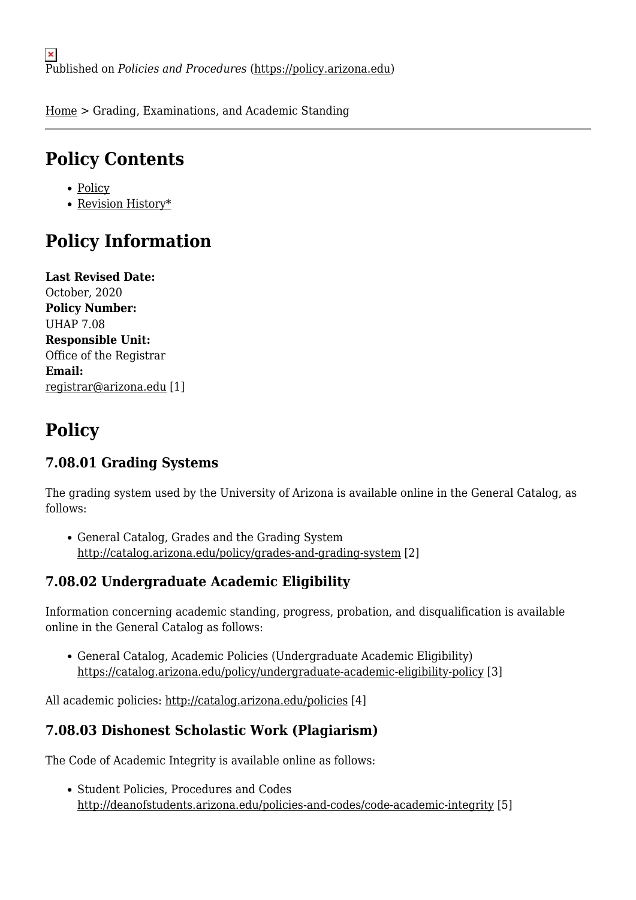Published on *Policies and Procedures* (https://policy.arizona.edu)

Home > Grading, Examinations, and Academic Standing

## Policy Contents

- Policy
- Revision History*

## Policy Information

**Last Revised Date:**
October, 2020
**Policy Number:**
UHAP 7.08
**Responsible Unit:**
Office of the Registrar
**Email:**
registrar@arizona.edu [1]

## Policy

### 7.08.01 Grading Systems

The grading system used by the University of Arizona is available online in the General Catalog, as follows:

- General Catalog, Grades and the Grading System
  http://catalog.arizona.edu/policy/grades-and-grading-system [2]

### 7.08.02 Undergraduate Academic Eligibility

Information concerning academic standing, progress, probation, and disqualification is available online in the General Catalog as follows:

- General Catalog, Academic Policies (Undergraduate Academic Eligibility)
  https://catalog.arizona.edu/policy/undergraduate-academic-eligibility-policy [3]

All academic policies: http://catalog.arizona.edu/policies [4]

### 7.08.03 Dishonest Scholastic Work (Plagiarism)

The Code of Academic Integrity is available online as follows:

- Student Policies, Procedures and Codes
  http://deanofstudents.arizona.edu/policies-and-codes/code-academic-integrity [5]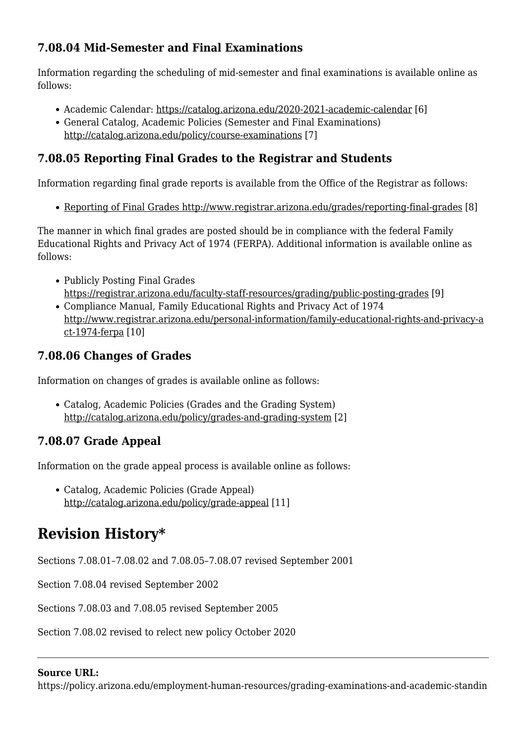### 7.08.04 Mid-Semester and Final Examinations

Information regarding the scheduling of mid-semester and final examinations is available online as follows:

- Academic Calendar: https://catalog.arizona.edu/2020-2021-academic-calendar [6]
- General Catalog, Academic Policies (Semester and Final Examinations) http://catalog.arizona.edu/policy/course-examinations [7]

### 7.08.05 Reporting Final Grades to the Registrar and Students

Information regarding final grade reports is available from the Office of the Registrar as follows:

- Reporting of Final Grades http://www.registrar.arizona.edu/grades/reporting-final-grades [8]

The manner in which final grades are posted should be in compliance with the federal Family Educational Rights and Privacy Act of 1974 (FERPA). Additional information is available online as follows:

- Publicly Posting Final Grades https://registrar.arizona.edu/faculty-staff-resources/grading/public-posting-grades [9]
- Compliance Manual, Family Educational Rights and Privacy Act of 1974 http://www.registrar.arizona.edu/personal-information/family-educational-rights-and-privacy-act-1974-ferpa [10]

### 7.08.06 Changes of Grades

Information on changes of grades is available online as follows:

- Catalog, Academic Policies (Grades and the Grading System) http://catalog.arizona.edu/policy/grades-and-grading-system [2]

### 7.08.07 Grade Appeal

Information on the grade appeal process is available online as follows:

- Catalog, Academic Policies (Grade Appeal) http://catalog.arizona.edu/policy/grade-appeal [11]

## Revision History*

Sections 7.08.01–7.08.02 and 7.08.05–7.08.07 revised September 2001

Section 7.08.04 revised September 2002

Sections 7.08.03 and 7.08.05 revised September 2005

Section 7.08.02 revised to relect new policy October 2020

---

**Source URL:**
https://policy.arizona.edu/employment-human-resources/grading-examinations-and-academic-standin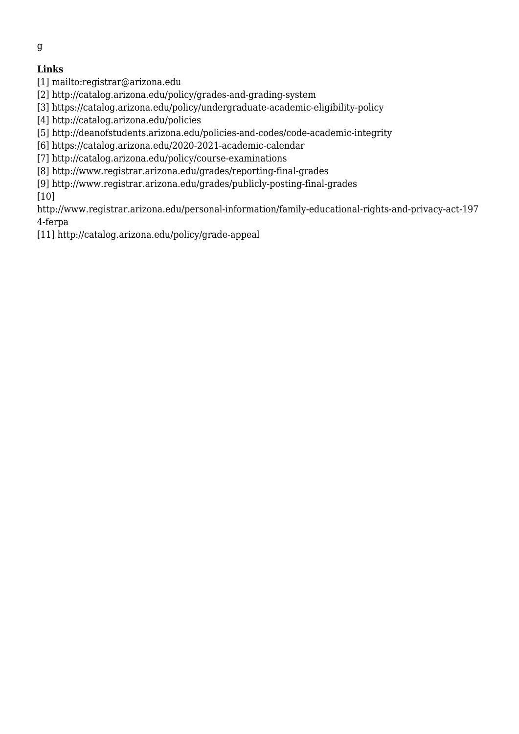g

**Links**

[1] mailto:registrar@arizona.edu
[2] http://catalog.arizona.edu/policy/grades-and-grading-system
[3] https://catalog.arizona.edu/policy/undergraduate-academic-eligibility-policy
[4] http://catalog.arizona.edu/policies
[5] http://deanofstudents.arizona.edu/policies-and-codes/code-academic-integrity
[6] https://catalog.arizona.edu/2020-2021-academic-calendar
[7] http://catalog.arizona.edu/policy/course-examinations
[8] http://www.registrar.arizona.edu/grades/reporting-final-grades
[9] http://www.registrar.arizona.edu/grades/publicly-posting-final-grades
[10] http://www.registrar.arizona.edu/personal-information/family-educational-rights-and-privacy-act-1974-ferpa
[11] http://catalog.arizona.edu/policy/grade-appeal